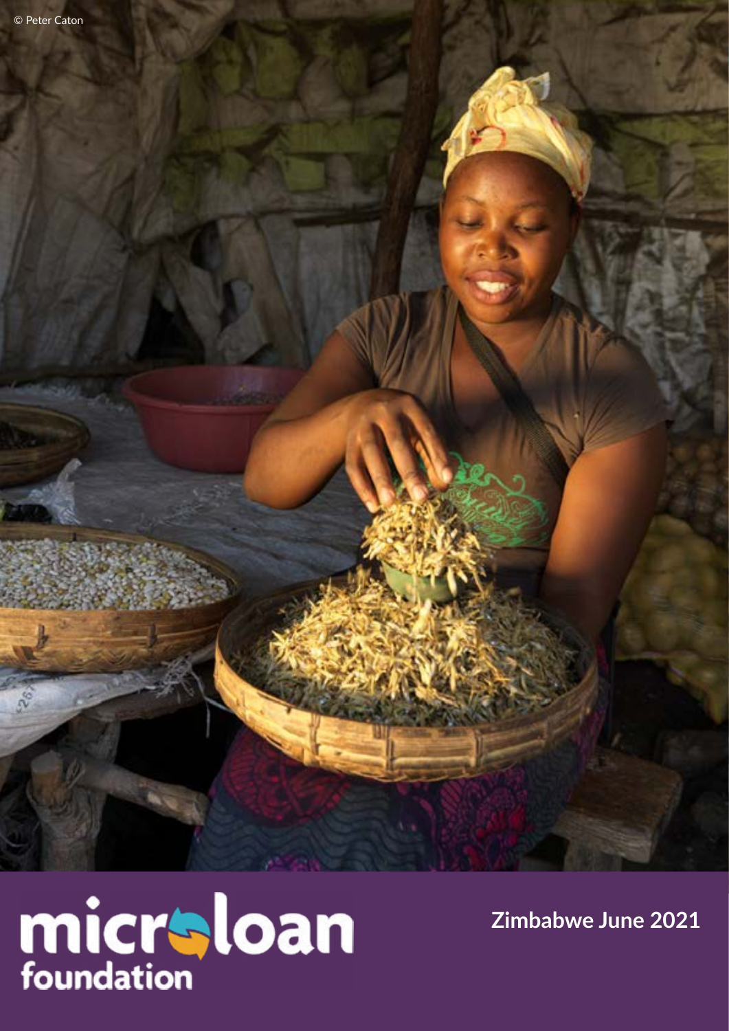© Peter Caton

microloan foundation

Zimbabwe June 2021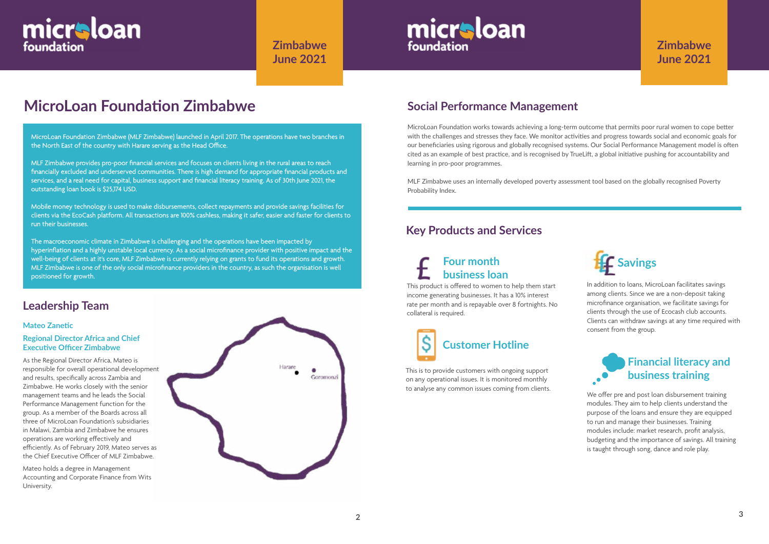# MicroLoan Foundation Zimbabwe

MicroLoan Foundation Zimbabwe (MLF Zimbabwe) launched in April 2017. The operations have two branches in the North East of the country with Harare serving as the Head Office.

MLF Zimbabwe provides pro-poor financial services and focuses on clients living in the rural areas to reach financially excluded and underserved communities. There is high demand for appropriate financial products and services, and a real need for capital, business support and financial literacy training. As of 30th June 2021, the outstanding loan book is $25,174 USD.

Mobile money technology is used to make disbursements, collect repayments and provide savings facilities for clients via the EcoCash platform. All transactions are 100% cashless, making it safer, easier and faster for clients to run their businesses.

The macroeconomic climate in Zimbabwe is challenging and the operations have been impacted by hyperinflation and a highly unstable local currency. As a social microfinance provider with positive impact and the well-being of clients at it's core, MLF Zimbabwe is currently relying on grants to fund its operations and growth. MLF Zimbabwe is one of the only social microfinance providers in the country, as such the organisation is well positioned for growth.

## Leadership Team

### Mateo Zanetic

### Regional Director Africa and Chief Executive Officer Zimbabwe

As the Regional Director Africa, Mateo is responsible for overall operational development and results, specifically across Zambia and Zimbabwe. He works closely with the senior management teams and he leads the Social Performance Management function for the group. As a member of the Boards across all three of MicroLoan Foundation's subsidiaries in Malawi, Zambia and Zimbabwe he ensures operations are working effectively and efficiently. As of February 2019, Mateo serves as the Chief Executive Officer of MLF Zimbabwe.

Mateo holds a degree in Management Accounting and Corporate Finance from Wits University.

Harare
Goromonzi

## Social Performance Management

MicroLoan Foundation works towards achieving a long-term outcome that permits poor rural women to cope better with the challenges and stresses they face. We monitor activities and progress towards social and economic goals for our beneficiaries using rigorous and globally recognised systems. Our Social Performance Management model is often cited as an example of best practice, and is recognised by TrueLift, a global initiative pushing for accountability and learning in pro-poor programmes.

MLF Zimbabwe uses an internally developed poverty assessment tool based on the globally recognised Poverty Probability Index.

## Key Products and Services

### Four month business loan

This product is offered to women to help them start income generating businesses. It has a 10% interest rate per month and is repayable over 8 fortnights. No collateral is required.

### Customer Hotline

This is to provide customers with ongoing support on any operational issues. It is monitored monthly to analyse any common issues coming from clients.

### Savings

In addition to loans, MicroLoan facilitates savings among clients. Since we are a non-deposit taking microfinance organisation, we facilitate savings for clients through the use of Ecocash club accounts. Clients can withdraw savings at any time required with consent from the group.

### Financial literacy and business training

We offer pre and post loan disbursement training modules. They aim to help clients understand the purpose of the loans and ensure they are equipped to run and manage their businesses. Training modules include: market research, profit analysis, budgeting and the importance of savings. All training is taught through song, dance and role play.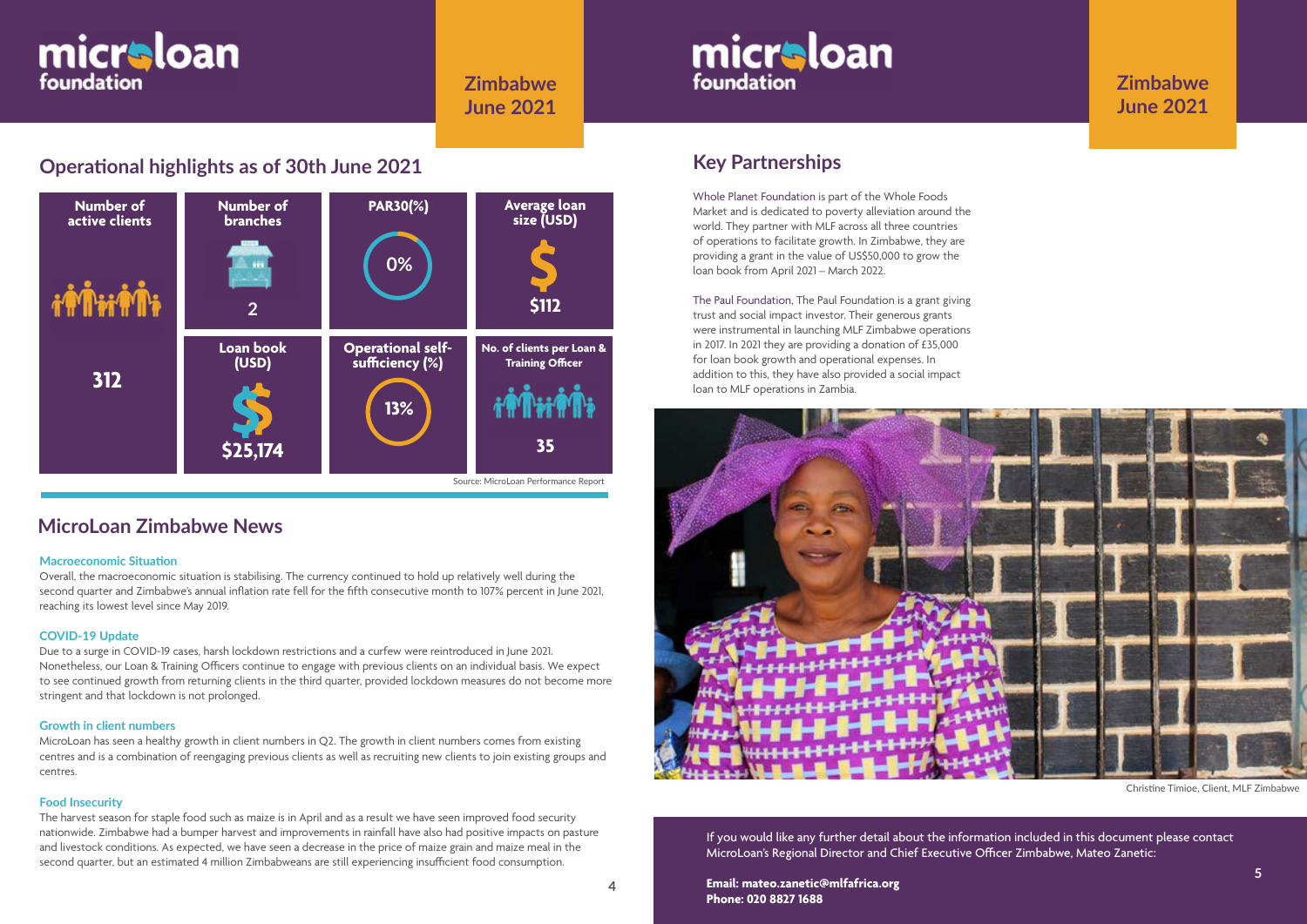# Zimbabwe June 2021

## Operational highlights as of 30th June 2021

| Number of active clients | Number of branches | PAR30(%) | Average loan size (USD) |
|---|---|---|---|
| 312 | 2 | 0% | $112 |
| | **Loan book (USD)** | **Operational self-sufficiency (%)** | **No. of clients per Loan & Training Officer** |
| | $25,174 | 13% | 35 |

Source: MicroLoan Performance Report

## MicroLoan Zimbabwe News

### Macroeconomic Situation

Overall, the macroeconomic situation is stabilising. The currency continued to hold up relatively well during the second quarter and Zimbabwe's annual inflation rate fell for the fifth consecutive month to 107% percent in June 2021, reaching its lowest level since May 2019.

### COVID-19 Update

Due to a surge in COVID-19 cases, harsh lockdown restrictions and a curfew were reintroduced in June 2021. Nonetheless, our Loan & Training Officers continue to engage with previous clients on an individual basis. We expect to see continued growth from returning clients in the third quarter, provided lockdown measures do not become more stringent and that lockdown is not prolonged.

### Growth in client numbers

MicroLoan has seen a healthy growth in client numbers in Q2. The growth in client numbers comes from existing centres and is a combination of reengaging previous clients as well as recruiting new clients to join existing groups and centres.

### Food Insecurity

The harvest season for staple food such as maize is in April and as a result we have seen improved food security nationwide. Zimbabwe had a bumper harvest and improvements in rainfall have also had positive impacts on pasture and livestock conditions. As expected, we have seen a decrease in the price of maize grain and maize meal in the second quarter, but an estimated 4 million Zimbabweans are still experiencing insufficient food consumption.

## Key Partnerships

Whole Planet Foundation is part of the Whole Foods Market and is dedicated to poverty alleviation around the world. They partner with MLF across all three countries of operations to facilitate growth. In Zimbabwe, they are providing a grant in the value of US$50,000 to grow the loan book from April 2021 – March 2022.

The Paul Foundation, The Paul Foundation is a grant giving trust and social impact investor. Their generous grants were instrumental in launching MLF Zimbabwe operations in 2017. In 2021 they are providing a donation of £35,000 for loan book growth and operational expenses. In addition to this, they have also provided a social impact loan to MLF operations in Zambia.

Christine Timioe, Client, MLF Zimbabwe

If you would like any further detail about the information included in this document please contact MicroLoan's Regional Director and Chief Executive Officer Zimbabwe, Mateo Zanetic:

**Email: mateo.zanetic@mlfafrica.org**
**Phone: 020 8827 1688**